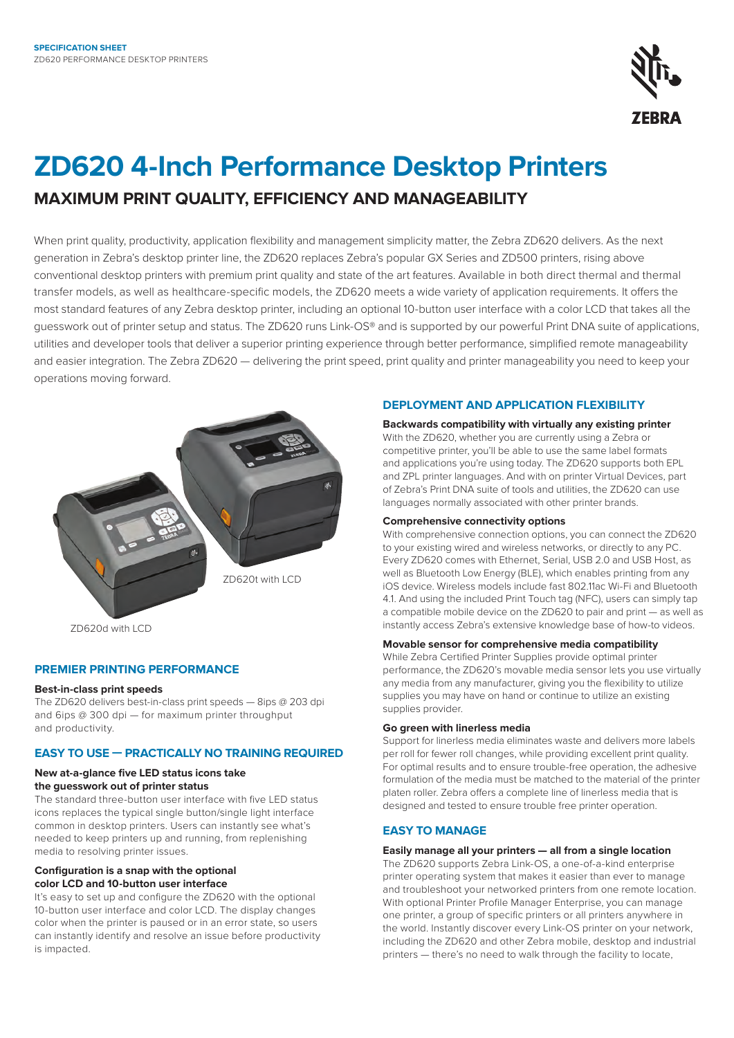SPECIFICATION SHEET
ZD620 PERFORMANCE DESKTOP PRINTERS

# ZD620 4-Inch Performance Desktop Printers

## MAXIMUM PRINT QUALITY, EFFICIENCY AND MANAGEABILITY

When print quality, productivity, application flexibility and management simplicity matter, the Zebra ZD620 delivers. As the next generation in Zebra's desktop printer line, the ZD620 replaces Zebra's popular GX Series and ZD500 printers, rising above conventional desktop printers with premium print quality and state of the art features. Available in both direct thermal and thermal transfer models, as well as healthcare-specific models, the ZD620 meets a wide variety of application requirements. It offers the most standard features of any Zebra desktop printer, including an optional 10-button user interface with a color LCD that takes all the guesswork out of printer setup and status. The ZD620 runs Link-OS® and is supported by our powerful Print DNA suite of applications, utilities and developer tools that deliver a superior printing experience through better performance, simplified remote manageability and easier integration. The Zebra ZD620 — delivering the print speed, print quality and printer manageability you need to keep your operations moving forward.

ZD620t with LCD

ZD620d with LCD

### PREMIER PRINTING PERFORMANCE

**Best-in-class print speeds**

The ZD620 delivers best-in-class print speeds — 8ips @ 203 dpi and 6ips @ 300 dpi — for maximum printer throughput and productivity.

### EASY TO USE — PRACTICALLY NO TRAINING REQUIRED

**New at-a-glance five LED status icons take the guesswork out of printer status**

The standard three-button user interface with five LED status icons replaces the typical single button/single light interface common in desktop printers. Users can instantly see what's needed to keep printers up and running, from replenishing media to resolving printer issues.

**Configuration is a snap with the optional color LCD and 10-button user interface**

It's easy to set up and configure the ZD620 with the optional 10-button user interface and color LCD. The display changes color when the printer is paused or in an error state, so users can instantly identify and resolve an issue before productivity is impacted.

### DEPLOYMENT AND APPLICATION FLEXIBILITY

**Backwards compatibility with virtually any existing printer**

With the ZD620, whether you are currently using a Zebra or competitive printer, you'll be able to use the same label formats and applications you're using today. The ZD620 supports both EPL and ZPL printer languages. And with on printer Virtual Devices, part of Zebra's Print DNA suite of tools and utilities, the ZD620 can use languages normally associated with other printer brands.

**Comprehensive connectivity options**

With comprehensive connection options, you can connect the ZD620 to your existing wired and wireless networks, or directly to any PC. Every ZD620 comes with Ethernet, Serial, USB 2.0 and USB Host, as well as Bluetooth Low Energy (BLE), which enables printing from any iOS device. Wireless models include fast 802.11ac Wi-Fi and Bluetooth 4.1. And using the included Print Touch tag (NFC), users can simply tap a compatible mobile device on the ZD620 to pair and print — as well as instantly access Zebra's extensive knowledge base of how-to videos.

**Movable sensor for comprehensive media compatibility**

While Zebra Certified Printer Supplies provide optimal printer performance, the ZD620's movable media sensor lets you use virtually any media from any manufacturer, giving you the flexibility to utilize supplies you may have on hand or continue to utilize an existing supplies provider.

**Go green with linerless media**

Support for linerless media eliminates waste and delivers more labels per roll for fewer roll changes, while providing excellent print quality. For optimal results and to ensure trouble-free operation, the adhesive formulation of the media must be matched to the material of the printer platen roller. Zebra offers a complete line of linerless media that is designed and tested to ensure trouble free printer operation.

### EASY TO MANAGE

**Easily manage all your printers — all from a single location**

The ZD620 supports Zebra Link-OS, a one-of-a-kind enterprise printer operating system that makes it easier than ever to manage and troubleshoot your networked printers from one remote location. With optional Printer Profile Manager Enterprise, you can manage one printer, a group of specific printers or all printers anywhere in the world. Instantly discover every Link-OS printer on your network, including the ZD620 and other Zebra mobile, desktop and industrial printers — there's no need to walk through the facility to locate,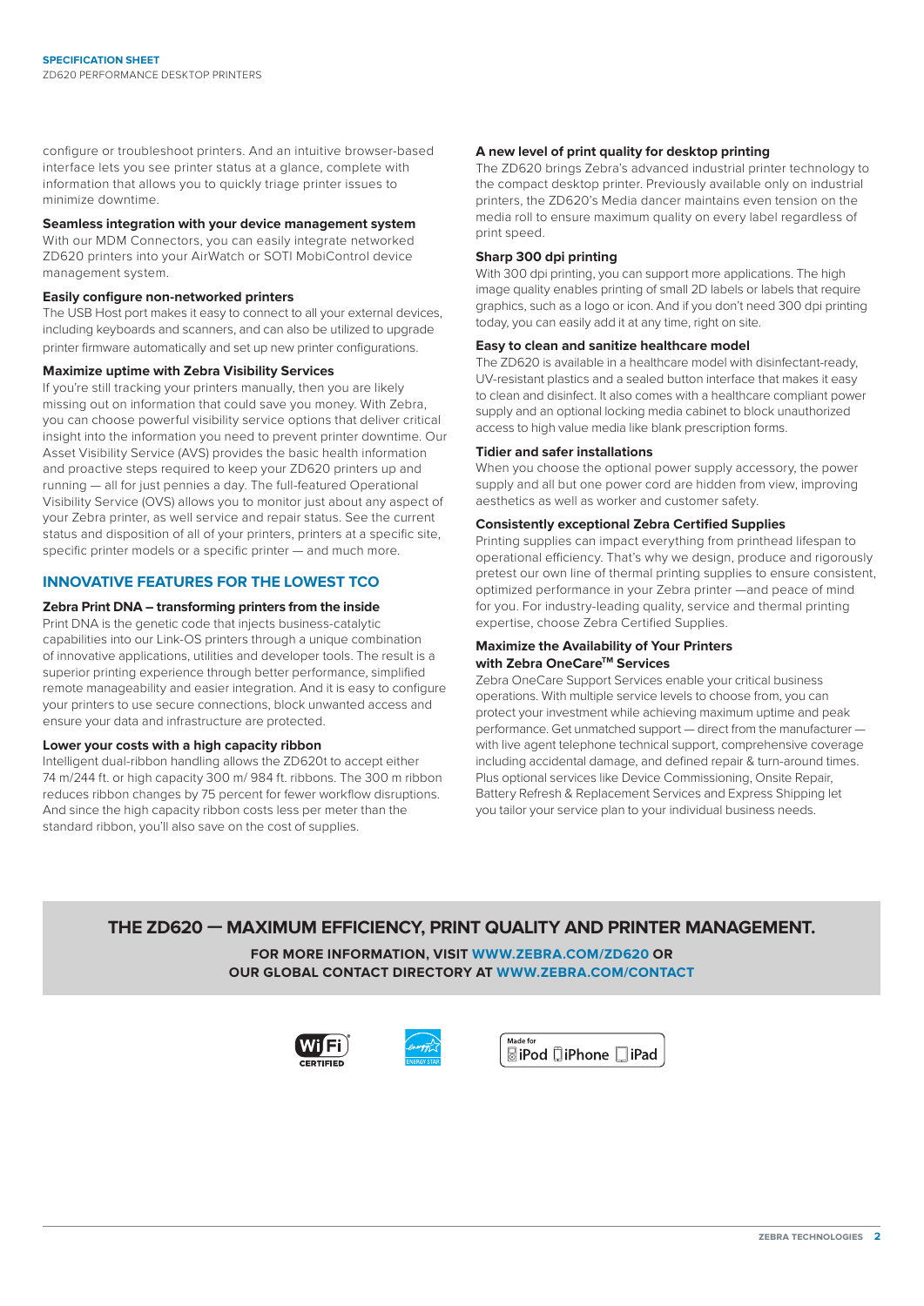configure or troubleshoot printers. And an intuitive browser-based interface lets you see printer status at a glance, complete with information that allows you to quickly triage printer issues to minimize downtime.

**Seamless integration with your device management system**

With our MDM Connectors, you can easily integrate networked ZD620 printers into your AirWatch or SOTI MobiControl device management system.

**Easily configure non-networked printers**

The USB Host port makes it easy to connect to all your external devices, including keyboards and scanners, and can also be utilized to upgrade printer firmware automatically and set up new printer configurations.

**Maximize uptime with Zebra Visibility Services**

If you're still tracking your printers manually, then you are likely missing out on information that could save you money. With Zebra, you can choose powerful visibility service options that deliver critical insight into the information you need to prevent printer downtime. Our Asset Visibility Service (AVS) provides the basic health information and proactive steps required to keep your ZD620 printers up and running — all for just pennies a day. The full-featured Operational Visibility Service (OVS) allows you to monitor just about any aspect of your Zebra printer, as well service and repair status. See the current status and disposition of all of your printers, printers at a specific site, specific printer models or a specific printer — and much more.

## INNOVATIVE FEATURES FOR THE LOWEST TCO

**Zebra Print DNA – transforming printers from the inside**

Print DNA is the genetic code that injects business-catalytic capabilities into our Link-OS printers through a unique combination of innovative applications, utilities and developer tools. The result is a superior printing experience through better performance, simplified remote manageability and easier integration. And it is easy to configure your printers to use secure connections, block unwanted access and ensure your data and infrastructure are protected.

**Lower your costs with a high capacity ribbon**

Intelligent dual-ribbon handling allows the ZD620t to accept either 74 m/244 ft. or high capacity 300 m/ 984 ft. ribbons. The 300 m ribbon reduces ribbon changes by 75 percent for fewer workflow disruptions. And since the high capacity ribbon costs less per meter than the standard ribbon, you'll also save on the cost of supplies.

**A new level of print quality for desktop printing**

The ZD620 brings Zebra's advanced industrial printer technology to the compact desktop printer. Previously available only on industrial printers, the ZD620's Media dancer maintains even tension on the media roll to ensure maximum quality on every label regardless of print speed.

**Sharp 300 dpi printing**

With 300 dpi printing, you can support more applications. The high image quality enables printing of small 2D labels or labels that require graphics, such as a logo or icon. And if you don't need 300 dpi printing today, you can easily add it at any time, right on site.

**Easy to clean and sanitize healthcare model**

The ZD620 is available in a healthcare model with disinfectant-ready, UV-resistant plastics and a sealed button interface that makes it easy to clean and disinfect. It also comes with a healthcare compliant power supply and an optional locking media cabinet to block unauthorized access to high value media like blank prescription forms.

**Tidier and safer installations**

When you choose the optional power supply accessory, the power supply and all but one power cord are hidden from view, improving aesthetics as well as worker and customer safety.

**Consistently exceptional Zebra Certified Supplies**

Printing supplies can impact everything from printhead lifespan to operational efficiency. That's why we design, produce and rigorously pretest our own line of thermal printing supplies to ensure consistent, optimized performance in your Zebra printer —and peace of mind for you. For industry-leading quality, service and thermal printing expertise, choose Zebra Certified Supplies.

**Maximize the Availability of Your Printers with Zebra OneCare™ Services**

Zebra OneCare Support Services enable your critical business operations. With multiple service levels to choose from, you can protect your investment while achieving maximum uptime and peak performance. Get unmatched support — direct from the manufacturer — with live agent telephone technical support, comprehensive coverage including accidental damage, and defined repair & turn-around times. Plus optional services like Device Commissioning, Onsite Repair, Battery Refresh & Replacement Services and Express Shipping let you tailor your service plan to your individual business needs.

## THE ZD620 — MAXIMUM EFFICIENCY, PRINT QUALITY AND PRINTER MANAGEMENT.

**FOR MORE INFORMATION, VISIT WWW.ZEBRA.COM/ZD620 OR OUR GLOBAL CONTACT DIRECTORY AT WWW.ZEBRA.COM/CONTACT**

Wi-Fi CERTIFIED | ENERGY STAR | Made for iPod iPhone iPad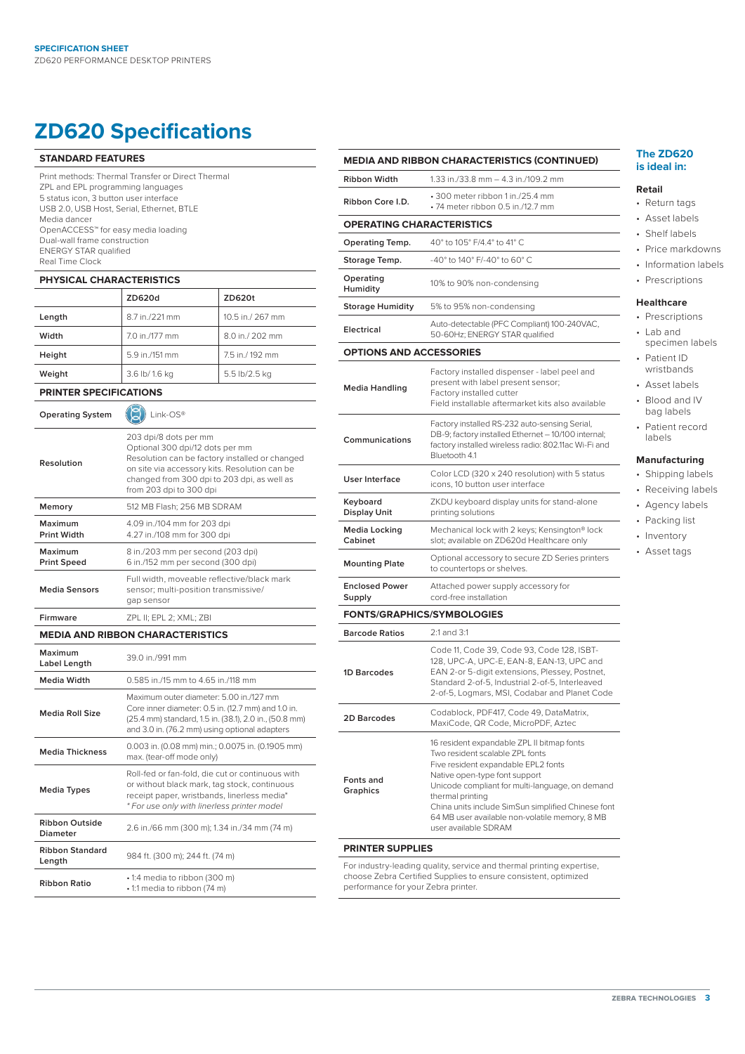# ZD620 Specifications

## STANDARD FEATURES

Print methods: Thermal Transfer or Direct Thermal
ZPL and EPL programming languages
5 status icon, 3 button user interface
USB 2.0, USB Host, Serial, Ethernet, BTLE
Media dancer
OpenACCESS™ for easy media loading
Dual-wall frame construction
ENERGY STAR qualified
Real Time Clock

## PHYSICAL CHARACTERISTICS

| | ZD620d | ZD620t |
|---|---|---|
| Length | 8.7 in./221 mm | 10.5 in./ 267 mm |
| Width | 7.0 in./177 mm | 8.0 in./ 202 mm |
| Height | 5.9 in./151 mm | 7.5 in./ 192 mm |
| Weight | 3.6 lb/ 1.6 kg | 5.5 lb/2.5 kg |

## PRINTER SPECIFICATIONS

| | |
|---|---|
| Operating System | Link-OS® |
| Resolution | 203 dpi/8 dots per mm<br>Optional 300 dpi/12 dots per mm<br>Resolution can be factory installed or changed on site via accessory kits. Resolution can be changed from 300 dpi to 203 dpi, as well as from 203 dpi to 300 dpi |
| Memory | 512 MB Flash; 256 MB SDRAM |
| Maximum Print Width | 4.09 in./104 mm for 203 dpi<br>4.27 in./108 mm for 300 dpi |
| Maximum Print Speed | 8 in./203 mm per second (203 dpi)<br>6 in./152 mm per second (300 dpi) |
| Media Sensors | Full width, moveable reflective/black mark sensor; multi-position transmissive/ gap sensor |
| Firmware | ZPL II; EPL 2; XML; ZBI |

## MEDIA AND RIBBON CHARACTERISTICS

| | |
|---|---|
| Maximum Label Length | 39.0 in./991 mm |
| Media Width | 0.585 in./15 mm to 4.65 in./118 mm |
| Media Roll Size | Maximum outer diameter: 5.00 in./127 mm<br>Core inner diameter: 0.5 in. (12.7 mm) and 1.0 in. (25.4 mm) standard, 1.5 in. (38.1), 2.0 in., (50.8 mm) and 3.0 in. (76.2 mm) using optional adapters |
| Media Thickness | 0.003 in. (0.08 mm) min.; 0.0075 in. (0.1905 mm) max. (tear-off mode only) |
| Media Types | Roll-fed or fan-fold, die cut or continuous with or without black mark, tag stock, continuous receipt paper, wristbands, linerless media*<br>*For use only with linerless printer model* |
| Ribbon Outside Diameter | 2.6 in./66 mm (300 m); 1.34 in./34 mm (74 m) |
| Ribbon Standard Length | 984 ft. (300 m); 244 ft. (74 m) |
| Ribbon Ratio | • 1:4 media to ribbon (300 m)<br>• 1:1 media to ribbon (74 m) |

## MEDIA AND RIBBON CHARACTERISTICS (CONTINUED)

| | |
|---|---|
| Ribbon Width | 1.33 in./33.8 mm – 4.3 in./109.2 mm |
| Ribbon Core I.D. | • 300 meter ribbon 1 in./25.4 mm<br>• 74 meter ribbon 0.5 in./12.7 mm |

## OPERATING CHARACTERISTICS

| | |
|---|---|
| Operating Temp. | 40° to 105° F/4.4° to 41° C |
| Storage Temp. | -40° to 140° F/-40° to 60° C |
| Operating Humidity | 10% to 90% non-condensing |
| Storage Humidity | 5% to 95% non-condensing |
| Electrical | Auto-detectable (PFC Compliant) 100-240VAC, 50-60Hz; ENERGY STAR qualified |

## OPTIONS AND ACCESSORIES

| | |
|---|---|
| Media Handling | Factory installed dispenser - label peel and present with label present sensor;<br>Factory installed cutter<br>Field installable aftermarket kits also available |
| Communications | Factory installed RS-232 auto-sensing Serial, DB-9; factory installed Ethernet – 10/100 internal; factory installed wireless radio: 802.11ac Wi-Fi and Bluetooth 4.1 |
| User Interface | Color LCD (320 x 240 resolution) with 5 status icons, 10 button user interface |
| Keyboard Display Unit | ZKDU keyboard display units for stand-alone printing solutions |
| Media Locking Cabinet | Mechanical lock with 2 keys; Kensington® lock slot; available on ZD620d Healthcare only |
| Mounting Plate | Optional accessory to secure ZD Series printers to countertops or shelves. |
| Enclosed Power Supply | Attached power supply accessory for cord-free installation |

## FONTS/GRAPHICS/SYMBOLOGIES

| | |
|---|---|
| Barcode Ratios | 2:1 and 3:1 |
| 1D Barcodes | Code 11, Code 39, Code 93, Code 128, ISBT-128, UPC-A, UPC-E, EAN-8, EAN-13, UPC and EAN 2-or 5-digit extensions, Plessey, Postnet, Standard 2-of-5, Industrial 2-of-5, Interleaved 2-of-5, Logmars, MSI, Codabar and Planet Code |
| 2D Barcodes | Codablock, PDF417, Code 49, DataMatrix, MaxiCode, QR Code, MicroPDF, Aztec |
| Fonts and Graphics | 16 resident expandable ZPL II bitmap fonts<br>Two resident scalable ZPL fonts<br>Five resident expandable EPL2 fonts<br>Native open-type font support<br>Unicode compliant for multi-language, on demand thermal printing<br>China units include SimSun simplified Chinese font<br>64 MB user available non-volatile memory, 8 MB user available SDRAM |

## PRINTER SUPPLIES

For industry-leading quality, service and thermal printing expertise, choose Zebra Certified Supplies to ensure consistent, optimized performance for your Zebra printer.

## The ZD620 is ideal in:

### Retail
- Return tags
- Asset labels
- Shelf labels
- Price markdowns
- Information labels
- Prescriptions

### Healthcare
- Prescriptions
- Lab and specimen labels
- Patient ID wristbands
- Asset labels
- Blood and IV bag labels
- Patient record labels

### Manufacturing
- Shipping labels
- Receiving labels
- Agency labels
- Packing list
- Inventory
- Asset tags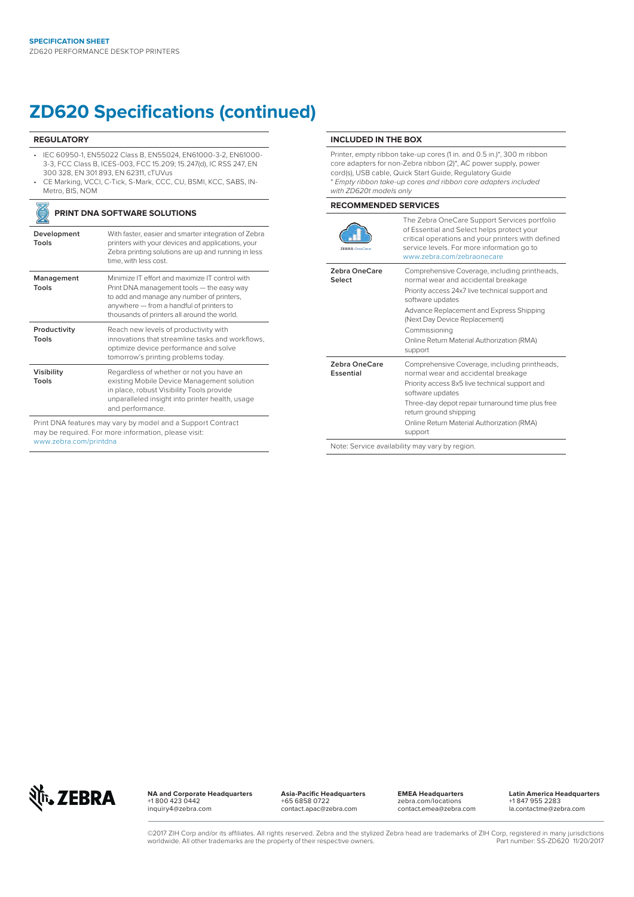# ZD620 Specifications (continued)

## REGULATORY

- IEC 60950-1, EN55022 Class B, EN55024, EN61000-3-2, EN61000-3-3, FCC Class B, ICES-003, FCC 15.209; 15.247(d), IC RSS 247, EN 300 328, EN 301 893, EN 62311, cTUVus
- CE Marking, VCCI, C-Tick, S-Mark, CCC, CU, BSMI, KCC, SABS, IN-Metro, BIS, NOM

## PRINT DNA SOFTWARE SOLUTIONS

| | |
|---|---|
| **Development Tools** | With faster, easier and smarter integration of Zebra printers with your devices and applications, your Zebra printing solutions are up and running in less time, with less cost. |
| **Management Tools** | Minimize IT effort and maximize IT control with Print DNA management tools — the easy way to add and manage any number of printers, anywhere — from a handful of printers to thousands of printers all around the world. |
| **Productivity Tools** | Reach new levels of productivity with innovations that streamline tasks and workflows, optimize device performance and solve tomorrow's printing problems today. |
| **Visibility Tools** | Regardless of whether or not you have an existing Mobile Device Management solution in place, robust Visibility Tools provide unparalleled insight into printer health, usage and performance. |

Print DNA features may vary by model and a Support Contract may be required. For more information, please visit: www.zebra.com/printdna

## INCLUDED IN THE BOX

Printer, empty ribbon take-up cores (1 in. and 0.5 in.)*, 300 m ribbon core adapters for non-Zebra ribbon (2)*, AC power supply, power cord(s), USB cable, Quick Start Guide, Regulatory Guide

*\* Empty ribbon take-up cores and ribbon core adapters included with ZD620t models only*

## RECOMMENDED SERVICES

| | |
|---|---|
| ZEBRA OneCare | The Zebra OneCare Support Services portfolio of Essential and Select helps protect your critical operations and your printers with defined service levels. For more information go to www.zebra.com/zebraonecare |
| **Zebra OneCare Select** | Comprehensive Coverage, including printheads, normal wear and accidental breakage<br>Priority access 24x7 live technical support and software updates<br>Advance Replacement and Express Shipping (Next Day Device Replacement)<br>Commissioning<br>Online Return Material Authorization (RMA) support |
| **Zebra OneCare Essential** | Comprehensive Coverage, including printheads, normal wear and accidental breakage<br>Priority access 8x5 live technical support and software updates<br>Three-day depot repair turnaround time plus free return ground shipping<br>Online Return Material Authorization (RMA) support |

Note: Service availability may vary by region.

**NA and Corporate Headquarters**
+1 800 423 0442
inquiry4@zebra.com

**Asia-Pacific Headquarters**
+65 6858 0722
contact.apac@zebra.com

**EMEA Headquarters**
zebra.com/locations
contact.emea@zebra.com

**Latin America Headquarters**
+1 847 955 2283
la.contactme@zebra.com

©2017 ZIH Corp and/or its affiliates. All rights reserved. Zebra and the stylized Zebra head are trademarks of ZIH Corp, registered in many jurisdictions worldwide. All other trademarks are the property of their respective owners. Part number: SS-ZD620 11/20/2017